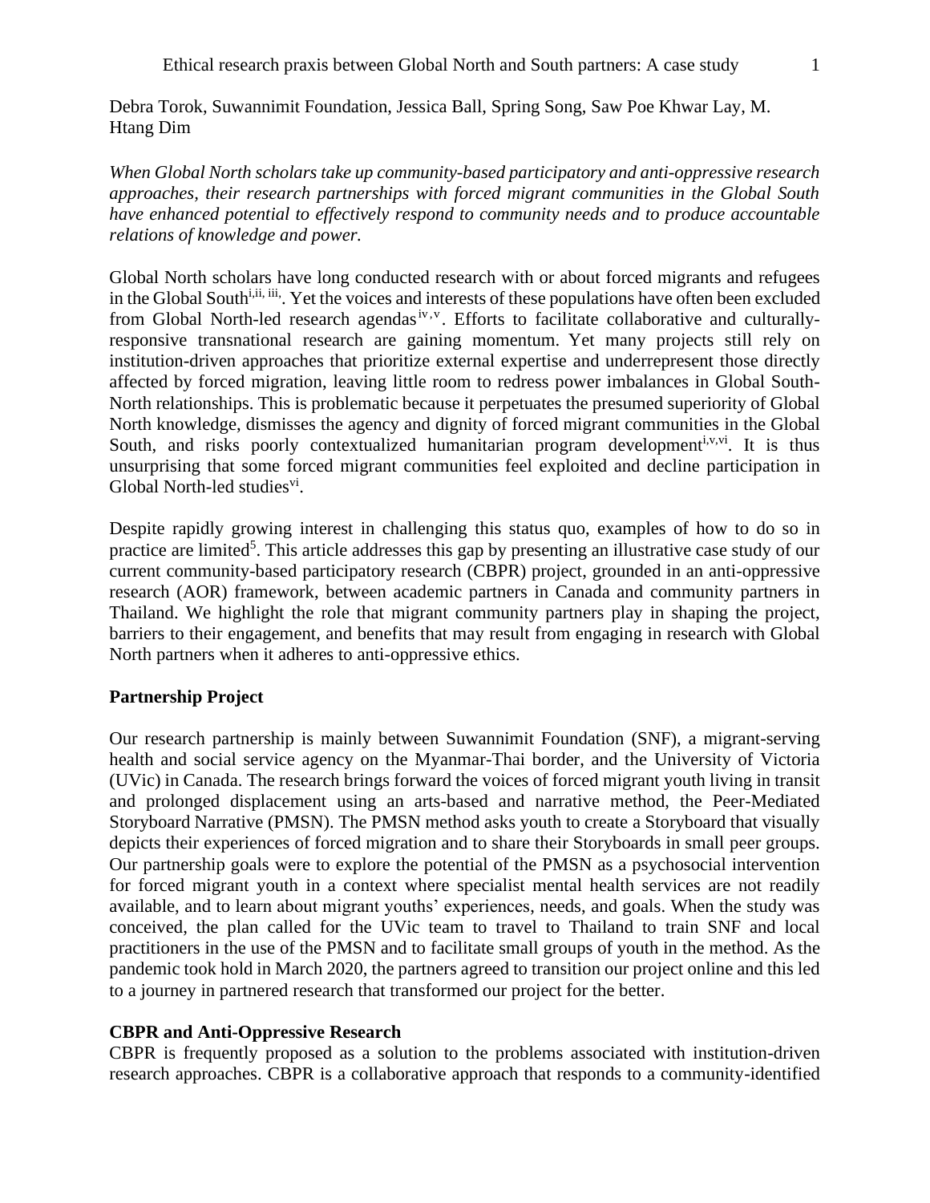# Ethical research praxis between Global North and South partners: A case study

Debra Torok, Suwannimit Foundation, Jessica Ball, Spring Song, Saw Poe Khwar Lay, M. Htang Dim

*When Global North scholars take up community-based participatory and anti-oppressive research approaches, their research partnerships with forced migrant communities in the Global South have enhanced potential to effectively respond to community needs and to produce accountable relations of knowledge and power.*

Global North scholars have long conducted research with or about forced migrants and refugees in the Global South[i,ii, iii]. Yet the voices and interests of these populations have often been excluded from Global North-led research agendas[iv,v]. Efforts to facilitate collaborative and culturally-responsive transnational research are gaining momentum. Yet many projects still rely on institution-driven approaches that prioritize external expertise and underrepresent those directly affected by forced migration, leaving little room to redress power imbalances in Global South-North relationships. This is problematic because it perpetuates the presumed superiority of Global North knowledge, dismisses the agency and dignity of forced migrant communities in the Global South, and risks poorly contextualized humanitarian program development[i,v,vi]. It is thus unsurprising that some forced migrant communities feel exploited and decline participation in Global North-led studies[vi].

Despite rapidly growing interest in challenging this status quo, examples of how to do so in practice are limited[5]. This article addresses this gap by presenting an illustrative case study of our current community-based participatory research (CBPR) project, grounded in an anti-oppressive research (AOR) framework, between academic partners in Canada and community partners in Thailand. We highlight the role that migrant community partners play in shaping the project, barriers to their engagement, and benefits that may result from engaging in research with Global North partners when it adheres to anti-oppressive ethics.

## Partnership Project

Our research partnership is mainly between Suwannimit Foundation (SNF), a migrant-serving health and social service agency on the Myanmar-Thai border, and the University of Victoria (UVic) in Canada. The research brings forward the voices of forced migrant youth living in transit and prolonged displacement using an arts-based and narrative method, the Peer-Mediated Storyboard Narrative (PMSN). The PMSN method asks youth to create a Storyboard that visually depicts their experiences of forced migration and to share their Storyboards in small peer groups. Our partnership goals were to explore the potential of the PMSN as a psychosocial intervention for forced migrant youth in a context where specialist mental health services are not readily available, and to learn about migrant youths' experiences, needs, and goals. When the study was conceived, the plan called for the UVic team to travel to Thailand to train SNF and local practitioners in the use of the PMSN and to facilitate small groups of youth in the method. As the pandemic took hold in March 2020, the partners agreed to transition our project online and this led to a journey in partnered research that transformed our project for the better.

## CBPR and Anti-Oppressive Research

CBPR is frequently proposed as a solution to the problems associated with institution-driven research approaches. CBPR is a collaborative approach that responds to a community-identified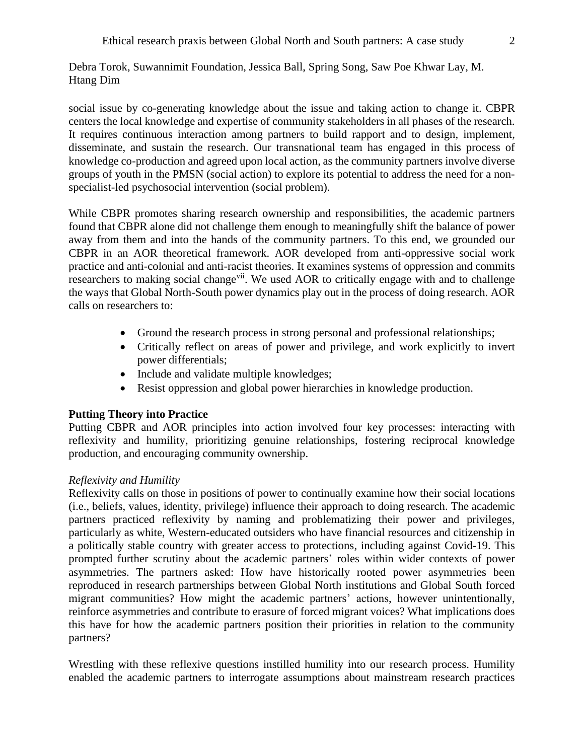social issue by co-generating knowledge about the issue and taking action to change it. CBPR centers the local knowledge and expertise of community stakeholders in all phases of the research. It requires continuous interaction among partners to build rapport and to design, implement, disseminate, and sustain the research. Our transnational team has engaged in this process of knowledge co-production and agreed upon local action, as the community partners involve diverse groups of youth in the PMSN (social action) to explore its potential to address the need for a non-specialist-led psychosocial intervention (social problem).

While CBPR promotes sharing research ownership and responsibilities, the academic partners found that CBPR alone did not challenge them enough to meaningfully shift the balance of power away from them and into the hands of the community partners. To this end, we grounded our CBPR in an AOR theoretical framework. AOR developed from anti-oppressive social work practice and anti-colonial and anti-racist theories. It examines systems of oppression and commits researchers to making social change[vii]. We used AOR to critically engage with and to challenge the ways that Global North-South power dynamics play out in the process of doing research. AOR calls on researchers to:

- Ground the research process in strong personal and professional relationships;
- Critically reflect on areas of power and privilege, and work explicitly to invert power differentials;
- Include and validate multiple knowledges;
- Resist oppression and global power hierarchies in knowledge production.

**Putting Theory into Practice**

Putting CBPR and AOR principles into action involved four key processes: interacting with reflexivity and humility, prioritizing genuine relationships, fostering reciprocal knowledge production, and encouraging community ownership.

*Reflexivity and Humility*

Reflexivity calls on those in positions of power to continually examine how their social locations (i.e., beliefs, values, identity, privilege) influence their approach to doing research. The academic partners practiced reflexivity by naming and problematizing their power and privileges, particularly as white, Western-educated outsiders who have financial resources and citizenship in a politically stable country with greater access to protections, including against Covid-19. This prompted further scrutiny about the academic partners' roles within wider contexts of power asymmetries. The partners asked: How have historically rooted power asymmetries been reproduced in research partnerships between Global North institutions and Global South forced migrant communities? How might the academic partners' actions, however unintentionally, reinforce asymmetries and contribute to erasure of forced migrant voices? What implications does this have for how the academic partners position their priorities in relation to the community partners?

Wrestling with these reflexive questions instilled humility into our research process. Humility enabled the academic partners to interrogate assumptions about mainstream research practices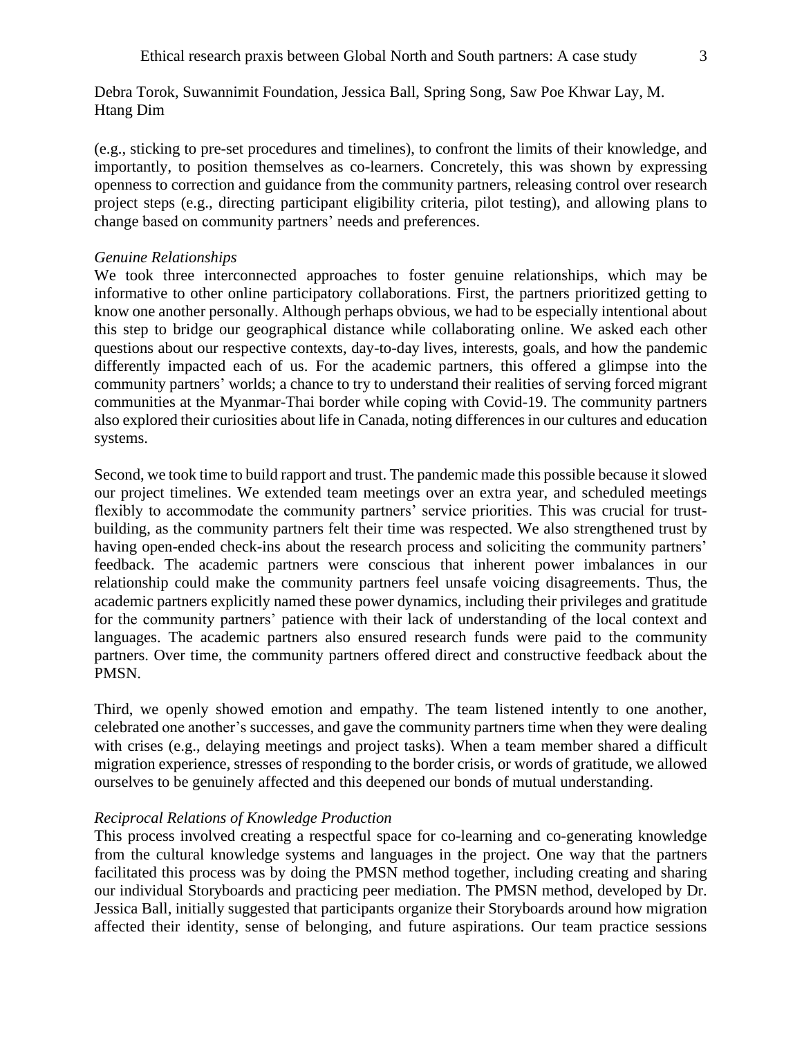(e.g., sticking to pre-set procedures and timelines), to confront the limits of their knowledge, and importantly, to position themselves as co-learners. Concretely, this was shown by expressing openness to correction and guidance from the community partners, releasing control over research project steps (e.g., directing participant eligibility criteria, pilot testing), and allowing plans to change based on community partners' needs and preferences.

*Genuine Relationships*

We took three interconnected approaches to foster genuine relationships, which may be informative to other online participatory collaborations. First, the partners prioritized getting to know one another personally. Although perhaps obvious, we had to be especially intentional about this step to bridge our geographical distance while collaborating online. We asked each other questions about our respective contexts, day-to-day lives, interests, goals, and how the pandemic differently impacted each of us. For the academic partners, this offered a glimpse into the community partners' worlds; a chance to try to understand their realities of serving forced migrant communities at the Myanmar-Thai border while coping with Covid-19. The community partners also explored their curiosities about life in Canada, noting differences in our cultures and education systems.

Second, we took time to build rapport and trust. The pandemic made this possible because it slowed our project timelines. We extended team meetings over an extra year, and scheduled meetings flexibly to accommodate the community partners' service priorities. This was crucial for trust-building, as the community partners felt their time was respected. We also strengthened trust by having open-ended check-ins about the research process and soliciting the community partners' feedback. The academic partners were conscious that inherent power imbalances in our relationship could make the community partners feel unsafe voicing disagreements. Thus, the academic partners explicitly named these power dynamics, including their privileges and gratitude for the community partners' patience with their lack of understanding of the local context and languages. The academic partners also ensured research funds were paid to the community partners. Over time, the community partners offered direct and constructive feedback about the PMSN.

Third, we openly showed emotion and empathy. The team listened intently to one another, celebrated one another's successes, and gave the community partners time when they were dealing with crises (e.g., delaying meetings and project tasks). When a team member shared a difficult migration experience, stresses of responding to the border crisis, or words of gratitude, we allowed ourselves to be genuinely affected and this deepened our bonds of mutual understanding.

*Reciprocal Relations of Knowledge Production*

This process involved creating a respectful space for co-learning and co-generating knowledge from the cultural knowledge systems and languages in the project. One way that the partners facilitated this process was by doing the PMSN method together, including creating and sharing our individual Storyboards and practicing peer mediation. The PMSN method, developed by Dr. Jessica Ball, initially suggested that participants organize their Storyboards around how migration affected their identity, sense of belonging, and future aspirations. Our team practice sessions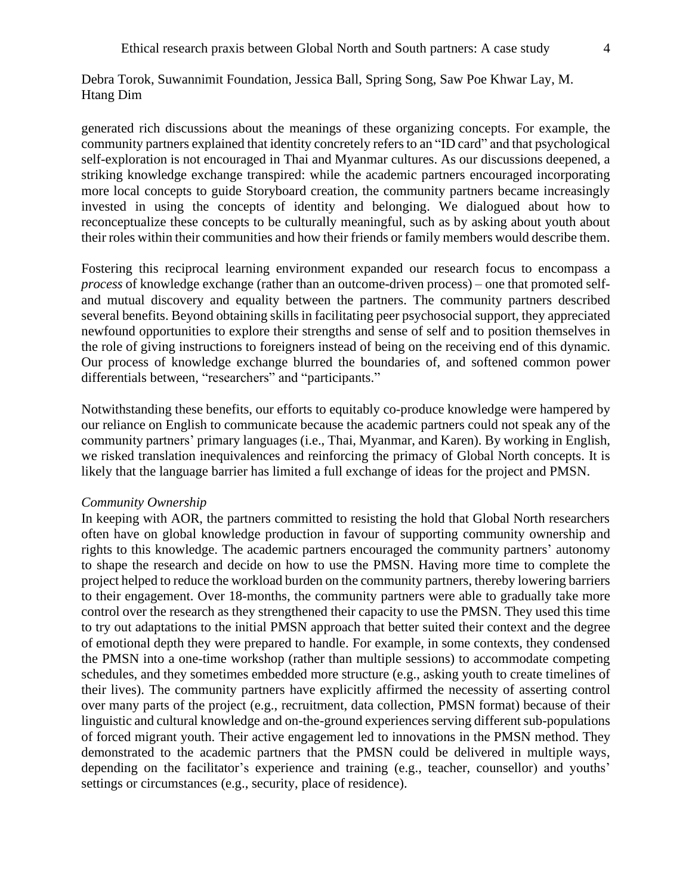generated rich discussions about the meanings of these organizing concepts. For example, the community partners explained that identity concretely refers to an "ID card" and that psychological self-exploration is not encouraged in Thai and Myanmar cultures. As our discussions deepened, a striking knowledge exchange transpired: while the academic partners encouraged incorporating more local concepts to guide Storyboard creation, the community partners became increasingly invested in using the concepts of identity and belonging. We dialogued about how to reconceptualize these concepts to be culturally meaningful, such as by asking about youth about their roles within their communities and how their friends or family members would describe them.

Fostering this reciprocal learning environment expanded our research focus to encompass a *process* of knowledge exchange (rather than an outcome-driven process) – one that promoted self- and mutual discovery and equality between the partners. The community partners described several benefits. Beyond obtaining skills in facilitating peer psychosocial support, they appreciated newfound opportunities to explore their strengths and sense of self and to position themselves in the role of giving instructions to foreigners instead of being on the receiving end of this dynamic. Our process of knowledge exchange blurred the boundaries of, and softened common power differentials between, "researchers" and "participants."

Notwithstanding these benefits, our efforts to equitably co-produce knowledge were hampered by our reliance on English to communicate because the academic partners could not speak any of the community partners' primary languages (i.e., Thai, Myanmar, and Karen). By working in English, we risked translation inequivalences and reinforcing the primacy of Global North concepts. It is likely that the language barrier has limited a full exchange of ideas for the project and PMSN.

*Community Ownership*

In keeping with AOR, the partners committed to resisting the hold that Global North researchers often have on global knowledge production in favour of supporting community ownership and rights to this knowledge. The academic partners encouraged the community partners' autonomy to shape the research and decide on how to use the PMSN. Having more time to complete the project helped to reduce the workload burden on the community partners, thereby lowering barriers to their engagement. Over 18-months, the community partners were able to gradually take more control over the research as they strengthened their capacity to use the PMSN. They used this time to try out adaptations to the initial PMSN approach that better suited their context and the degree of emotional depth they were prepared to handle. For example, in some contexts, they condensed the PMSN into a one-time workshop (rather than multiple sessions) to accommodate competing schedules, and they sometimes embedded more structure (e.g., asking youth to create timelines of their lives). The community partners have explicitly affirmed the necessity of asserting control over many parts of the project (e.g., recruitment, data collection, PMSN format) because of their linguistic and cultural knowledge and on-the-ground experiences serving different sub-populations of forced migrant youth. Their active engagement led to innovations in the PMSN method. They demonstrated to the academic partners that the PMSN could be delivered in multiple ways, depending on the facilitator's experience and training (e.g., teacher, counsellor) and youths' settings or circumstances (e.g., security, place of residence).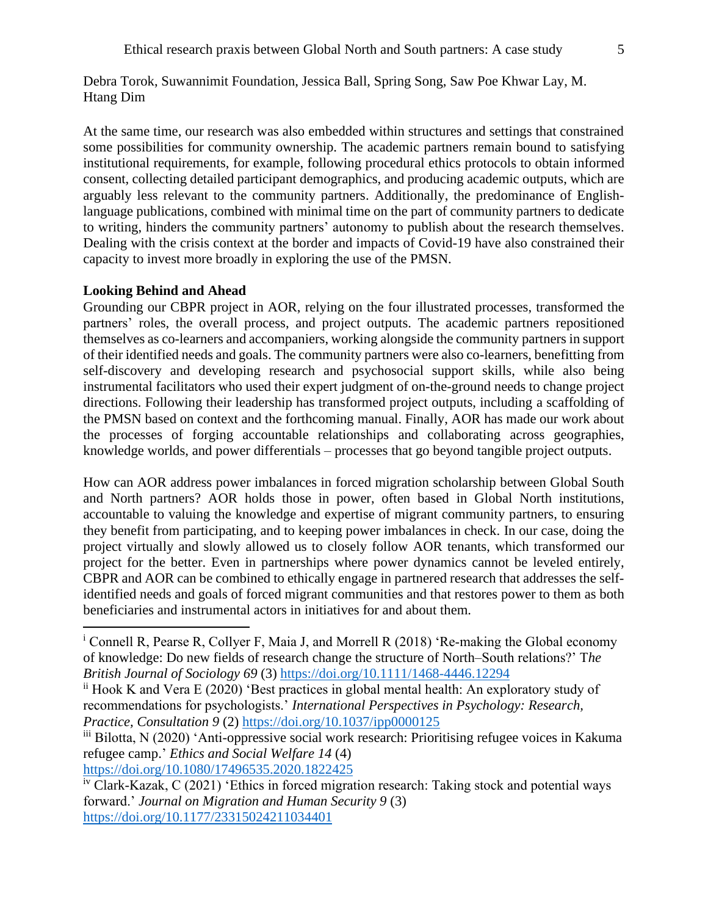Debra Torok, Suwannimit Foundation, Jessica Ball, Spring Song, Saw Poe Khwar Lay, M. Htang Dim

At the same time, our research was also embedded within structures and settings that constrained some possibilities for community ownership. The academic partners remain bound to satisfying institutional requirements, for example, following procedural ethics protocols to obtain informed consent, collecting detailed participant demographics, and producing academic outputs, which are arguably less relevant to the community partners. Additionally, the predominance of English-language publications, combined with minimal time on the part of community partners to dedicate to writing, hinders the community partners' autonomy to publish about the research themselves. Dealing with the crisis context at the border and impacts of Covid-19 have also constrained their capacity to invest more broadly in exploring the use of the PMSN.

**Looking Behind and Ahead**

Grounding our CBPR project in AOR, relying on the four illustrated processes, transformed the partners' roles, the overall process, and project outputs. The academic partners repositioned themselves as co-learners and accompaniers, working alongside the community partners in support of their identified needs and goals. The community partners were also co-learners, benefitting from self-discovery and developing research and psychosocial support skills, while also being instrumental facilitators who used their expert judgment of on-the-ground needs to change project directions. Following their leadership has transformed project outputs, including a scaffolding of the PMSN based on context and the forthcoming manual. Finally, AOR has made our work about the processes of forging accountable relationships and collaborating across geographies, knowledge worlds, and power differentials – processes that go beyond tangible project outputs.

How can AOR address power imbalances in forced migration scholarship between Global South and North partners? AOR holds those in power, often based in Global North institutions, accountable to valuing the knowledge and expertise of migrant community partners, to ensuring they benefit from participating, and to keeping power imbalances in check. In our case, doing the project virtually and slowly allowed us to closely follow AOR tenants, which transformed our project for the better. Even in partnerships where power dynamics cannot be leveled entirely, CBPR and AOR can be combined to ethically engage in partnered research that addresses the self-identified needs and goals of forced migrant communities and that restores power to them as both beneficiaries and instrumental actors in initiatives for and about them.

---

[i] Connell R, Pearse R, Collyer F, Maia J, and Morrell R (2018) 'Re-making the Global economy of knowledge: Do new fields of research change the structure of North–South relations?' *The British Journal of Sociology 69* (3) https://doi.org/10.1111/1468-4446.12294

[ii] Hook K and Vera E (2020) 'Best practices in global mental health: An exploratory study of recommendations for psychologists.' *International Perspectives in Psychology: Research, Practice, Consultation 9* (2) https://doi.org/10.1037/ipp0000125

[iii] Bilotta, N (2020) 'Anti-oppressive social work research: Prioritising refugee voices in Kakuma refugee camp.' *Ethics and Social Welfare 14* (4) https://doi.org/10.1080/17496535.2020.1822425

[iv] Clark-Kazak, C (2021) 'Ethics in forced migration research: Taking stock and potential ways forward.' *Journal on Migration and Human Security 9* (3) https://doi.org/10.1177/23315024211034401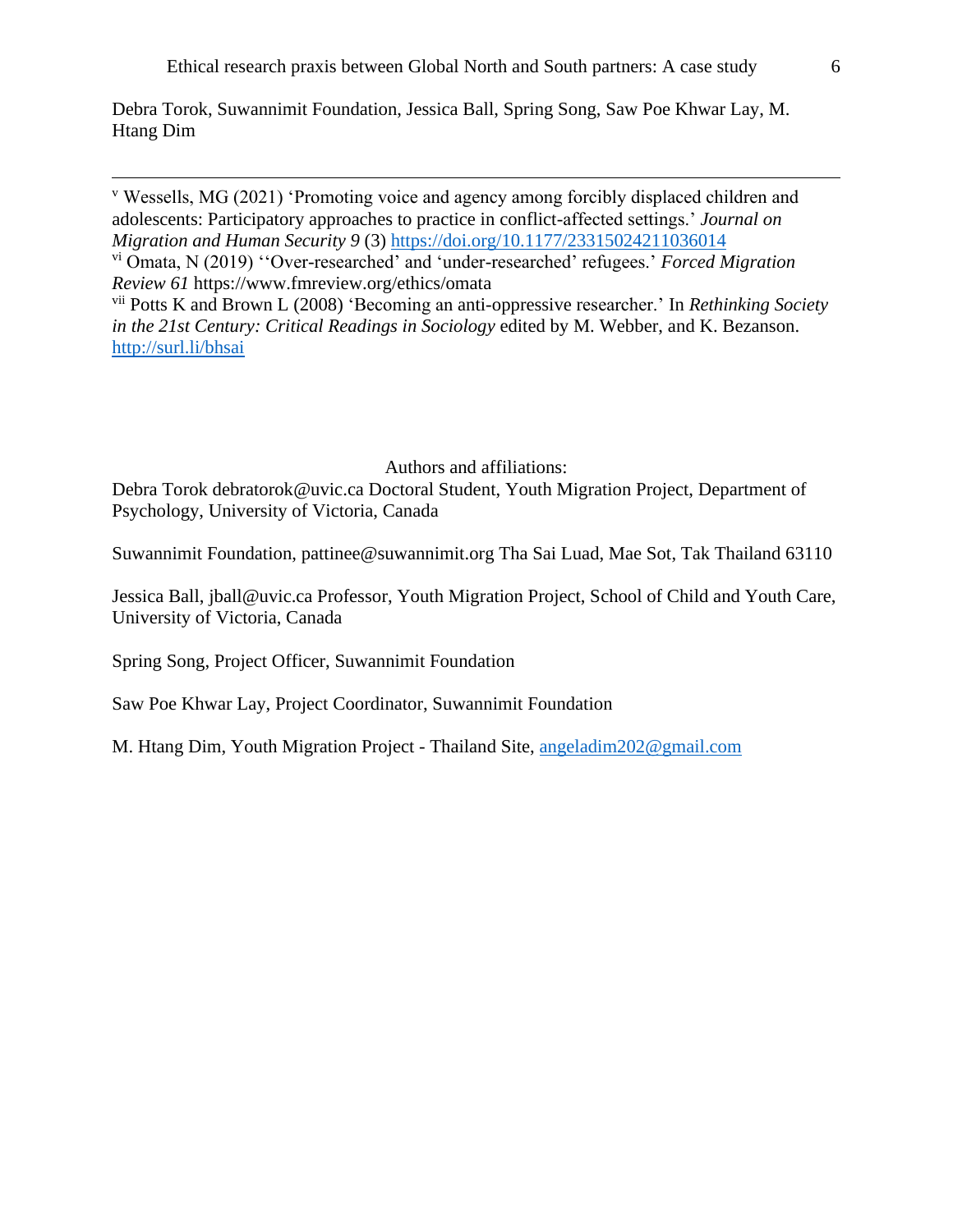Debra Torok, Suwannimit Foundation, Jessica Ball, Spring Song, Saw Poe Khwar Lay, M. Htang Dim

---

[v] Wessells, MG (2021) 'Promoting voice and agency among forcibly displaced children and adolescents: Participatory approaches to practice in conflict-affected settings.' *Journal on Migration and Human Security 9* (3) https://doi.org/10.1177/23315024211036014

[vi] Omata, N (2019) ''Over-researched' and 'under-researched' refugees.' *Forced Migration Review 61* https://www.fmreview.org/ethics/omata

[vii] Potts K and Brown L (2008) 'Becoming an anti-oppressive researcher.' In *Rethinking Society in the 21st Century: Critical Readings in Sociology* edited by M. Webber, and K. Bezanson. http://surl.li/bhsai

Authors and affiliations:

Debra Torok debratorok@uvic.ca Doctoral Student, Youth Migration Project, Department of Psychology, University of Victoria, Canada

Suwannimit Foundation, pattinee@suwannimit.org Tha Sai Luad, Mae Sot, Tak Thailand 63110

Jessica Ball, jball@uvic.ca Professor, Youth Migration Project, School of Child and Youth Care, University of Victoria, Canada

Spring Song, Project Officer, Suwannimit Foundation

Saw Poe Khwar Lay, Project Coordinator, Suwannimit Foundation

M. Htang Dim, Youth Migration Project - Thailand Site, angeladim202@gmail.com